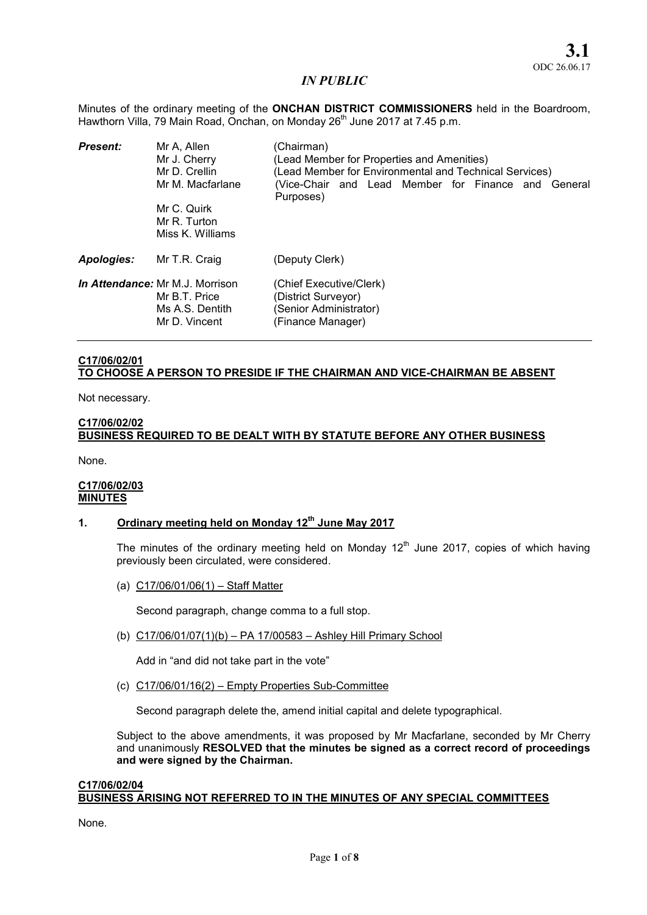**3.1**
ODC 26.06.17

*IN PUBLIC*

Minutes of the ordinary meeting of the **ONCHAN DISTRICT COMMISSIONERS** held in the Boardroom, Hawthorn Villa, 79 Main Road, Onchan, on Monday 26th June 2017 at 7.45 p.m.

| | | |
|---|---|---|
| ***Present:*** | Mr A, Allen | (Chairman) |
| | Mr J. Cherry | (Lead Member for Properties and Amenities) |
| | Mr D. Crellin | (Lead Member for Environmental and Technical Services) |
| | Mr M. Macfarlane | (Vice-Chair and Lead Member for Finance and General Purposes) |
| | Mr C. Quirk | |
| | Mr R. Turton | |
| | Miss K. Williams | |
| ***Apologies:*** | Mr T.R. Craig | (Deputy Clerk) |
| ***In Attendance:*** | Mr M.J. Morrison | (Chief Executive/Clerk) |
| | Mr B.T. Price | (District Surveyor) |
| | Ms A.S. Dentith | (Senior Administrator) |
| | Mr D. Vincent | (Finance Manager) |

**C17/06/02/01**
**TO CHOOSE A PERSON TO PRESIDE IF THE CHAIRMAN AND VICE-CHAIRMAN BE ABSENT**

Not necessary.

**C17/06/02/02**
**BUSINESS REQUIRED TO BE DEALT WITH BY STATUTE BEFORE ANY OTHER BUSINESS**

None.

**C17/06/02/03**
**MINUTES**

**1. Ordinary meeting held on Monday 12th June May 2017**

The minutes of the ordinary meeting held on Monday 12th June 2017, copies of which having previously been circulated, were considered.

(a) C17/06/01/06(1) – Staff Matter

Second paragraph, change comma to a full stop.

(b) C17/06/01/07(1)(b) – PA 17/00583 – Ashley Hill Primary School

Add in "and did not take part in the vote"

(c) C17/06/01/16(2) – Empty Properties Sub-Committee

Second paragraph delete the, amend initial capital and delete typographical.

Subject to the above amendments, it was proposed by Mr Macfarlane, seconded by Mr Cherry and unanimously **RESOLVED that the minutes be signed as a correct record of proceedings and were signed by the Chairman.**

**C17/06/02/04**
**BUSINESS ARISING NOT REFERRED TO IN THE MINUTES OF ANY SPECIAL COMMITTEES**

None.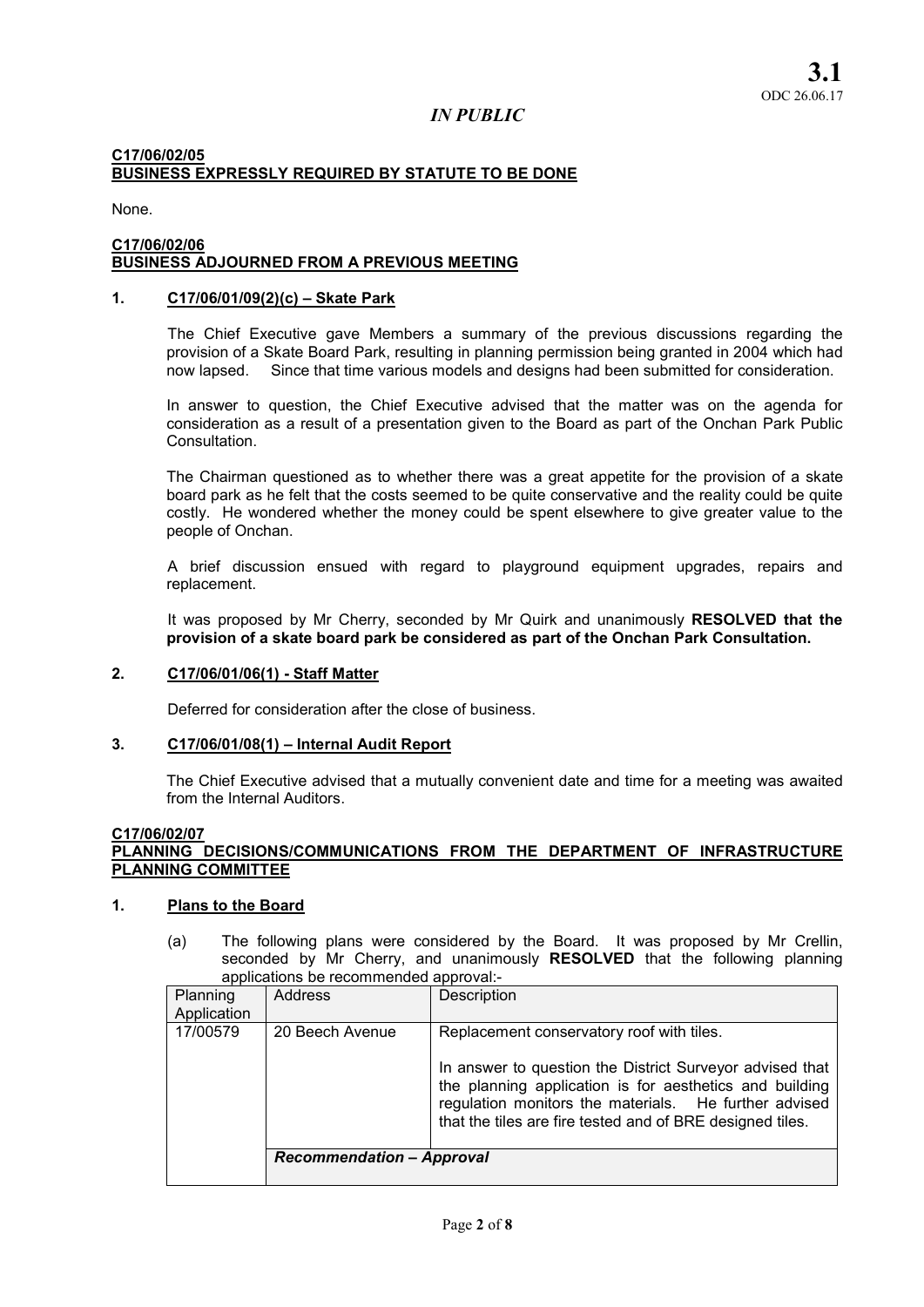**3.1**
ODC 26.06.17

*IN PUBLIC*

**C17/06/02/05**
**BUSINESS EXPRESSLY REQUIRED BY STATUTE TO BE DONE**

None.

**C17/06/02/06**
**BUSINESS ADJOURNED FROM A PREVIOUS MEETING**

**1. C17/06/01/09(2)(c) – Skate Park**

The Chief Executive gave Members a summary of the previous discussions regarding the provision of a Skate Board Park, resulting in planning permission being granted in 2004 which had now lapsed. Since that time various models and designs had been submitted for consideration.

In answer to question, the Chief Executive advised that the matter was on the agenda for consideration as a result of a presentation given to the Board as part of the Onchan Park Public Consultation.

The Chairman questioned as to whether there was a great appetite for the provision of a skate board park as he felt that the costs seemed to be quite conservative and the reality could be quite costly. He wondered whether the money could be spent elsewhere to give greater value to the people of Onchan.

A brief discussion ensued with regard to playground equipment upgrades, repairs and replacement.

It was proposed by Mr Cherry, seconded by Mr Quirk and unanimously **RESOLVED that the provision of a skate board park be considered as part of the Onchan Park Consultation.**

**2. C17/06/01/06(1) - Staff Matter**

Deferred for consideration after the close of business.

**3. C17/06/01/08(1) – Internal Audit Report**

The Chief Executive advised that a mutually convenient date and time for a meeting was awaited from the Internal Auditors.

**C17/06/02/07**
**PLANNING DECISIONS/COMMUNICATIONS FROM THE DEPARTMENT OF INFRASTRUCTURE PLANNING COMMITTEE**

**1. Plans to the Board**

(a) The following plans were considered by the Board. It was proposed by Mr Crellin, seconded by Mr Cherry, and unanimously **RESOLVED** that the following planning applications be recommended approval:-

| Planning Application | Address | Description |
|---|---|---|
| 17/00579 | 20 Beech Avenue | Replacement conservatory roof with tiles.<br><br>In answer to question the District Surveyor advised that the planning application is for aesthetics and building regulation monitors the materials. He further advised that the tiles are fire tested and of BRE designed tiles. |
| | ***Recommendation – Approval*** | |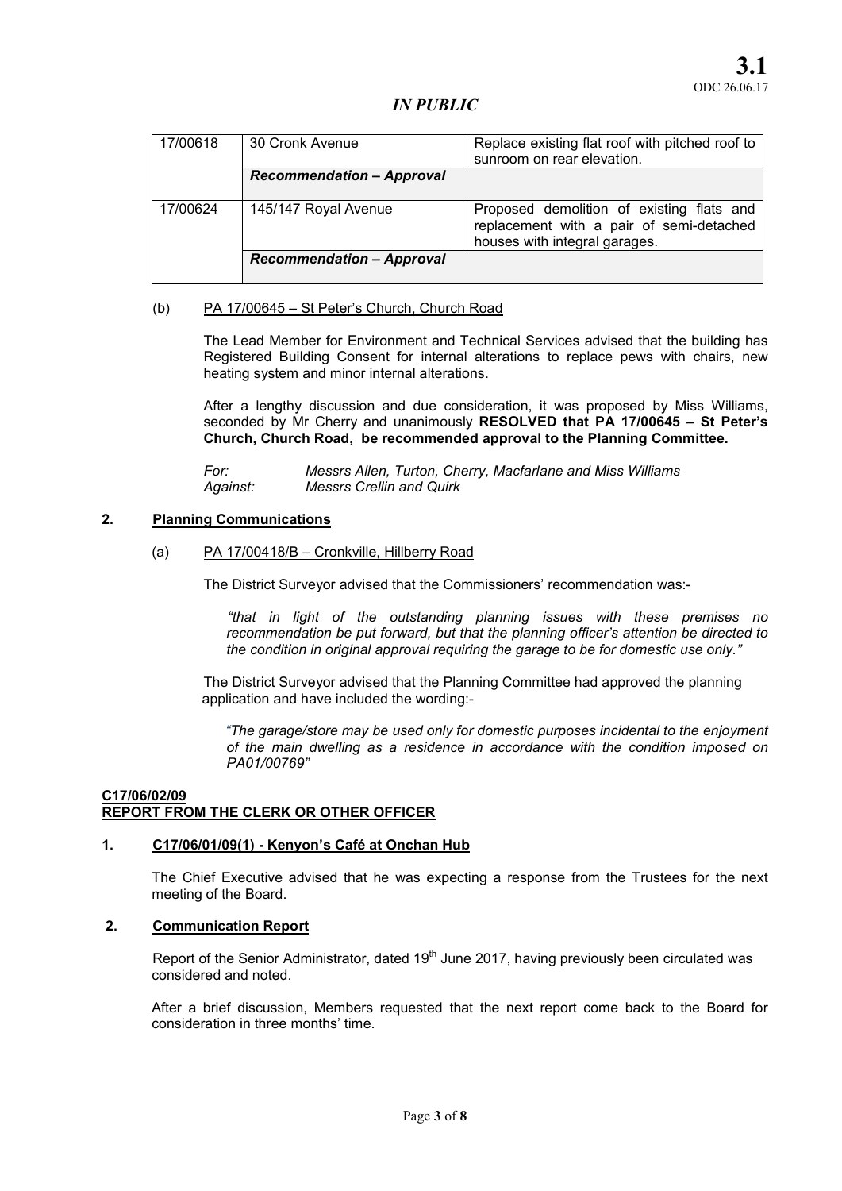**3.1**
ODC 26.06.17

*IN PUBLIC*

| 17/00618 | 30 Cronk Avenue | Replace existing flat roof with pitched roof to sunroom on rear elevation. |
|---|---|---|
| | ***Recommendation – Approval*** | |
| 17/00624 | 145/147 Royal Avenue | Proposed demolition of existing flats and replacement with a pair of semi-detached houses with integral garages. |
| | ***Recommendation – Approval*** | |

(b) PA 17/00645 – St Peter's Church, Church Road

The Lead Member for Environment and Technical Services advised that the building has Registered Building Consent for internal alterations to replace pews with chairs, new heating system and minor internal alterations.

After a lengthy discussion and due consideration, it was proposed by Miss Williams, seconded by Mr Cherry and unanimously **RESOLVED that PA 17/00645 – St Peter's Church, Church Road, be recommended approval to the Planning Committee.**

*For:* *Messrs Allen, Turton, Cherry, Macfarlane and Miss Williams*
*Against:* *Messrs Crellin and Quirk*

**2. Planning Communications**

(a) PA 17/00418/B – Cronkville, Hillberry Road

The District Surveyor advised that the Commissioners' recommendation was:-

*"that in light of the outstanding planning issues with these premises no recommendation be put forward, but that the planning officer's attention be directed to the condition in original approval requiring the garage to be for domestic use only."*

The District Surveyor advised that the Planning Committee had approved the planning application and have included the wording:-

*"The garage/store may be used only for domestic purposes incidental to the enjoyment of the main dwelling as a residence in accordance with the condition imposed on PA01/00769"*

**C17/06/02/09**
**REPORT FROM THE CLERK OR OTHER OFFICER**

**1. C17/06/01/09(1) - Kenyon's Café at Onchan Hub**

The Chief Executive advised that he was expecting a response from the Trustees for the next meeting of the Board.

**2. Communication Report**

Report of the Senior Administrator, dated 19th June 2017, having previously been circulated was considered and noted.

After a brief discussion, Members requested that the next report come back to the Board for consideration in three months' time.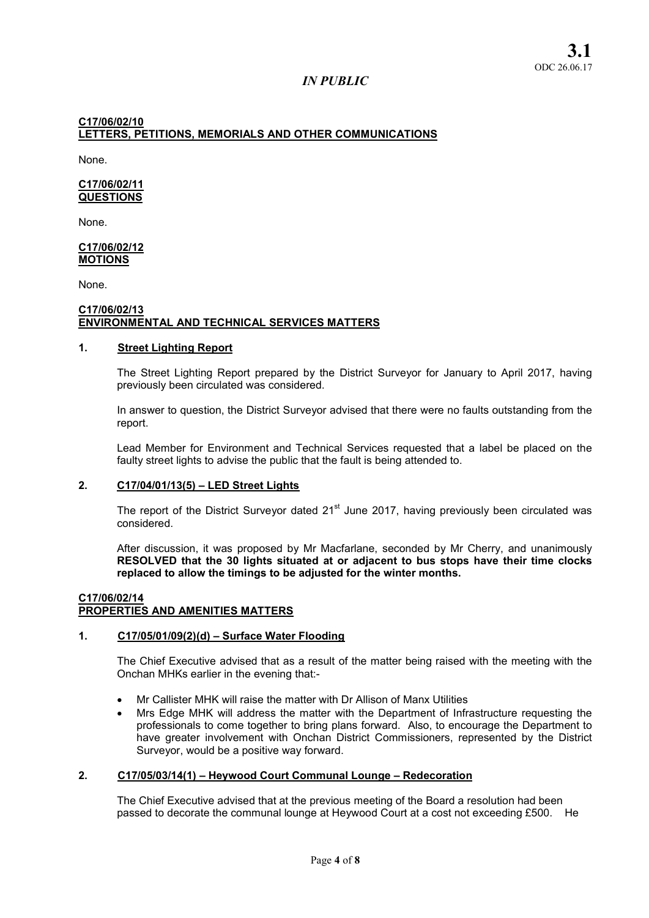*IN PUBLIC*

**C17/06/02/10**
**LETTERS, PETITIONS, MEMORIALS AND OTHER COMMUNICATIONS**

None.

**C17/06/02/11**
**QUESTIONS**

None.

**C17/06/02/12**
**MOTIONS**

None.

**C17/06/02/13**
**ENVIRONMENTAL AND TECHNICAL SERVICES MATTERS**

**1. Street Lighting Report**

The Street Lighting Report prepared by the District Surveyor for January to April 2017, having previously been circulated was considered.

In answer to question, the District Surveyor advised that there were no faults outstanding from the report.

Lead Member for Environment and Technical Services requested that a label be placed on the faulty street lights to advise the public that the fault is being attended to.

**2. C17/04/01/13(5) – LED Street Lights**

The report of the District Surveyor dated 21st June 2017, having previously been circulated was considered.

After discussion, it was proposed by Mr Macfarlane, seconded by Mr Cherry, and unanimously **RESOLVED that the 30 lights situated at or adjacent to bus stops have their time clocks replaced to allow the timings to be adjusted for the winter months.**

**C17/06/02/14**
**PROPERTIES AND AMENITIES MATTERS**

**1. C17/05/01/09(2)(d) – Surface Water Flooding**

The Chief Executive advised that as a result of the matter being raised with the meeting with the Onchan MHKs earlier in the evening that:-

- Mr Callister MHK will raise the matter with Dr Allison of Manx Utilities
- Mrs Edge MHK will address the matter with the Department of Infrastructure requesting the professionals to come together to bring plans forward. Also, to encourage the Department to have greater involvement with Onchan District Commissioners, represented by the District Surveyor, would be a positive way forward.

**2. C17/05/03/14(1) – Heywood Court Communal Lounge – Redecoration**

The Chief Executive advised that at the previous meeting of the Board a resolution had been passed to decorate the communal lounge at Heywood Court at a cost not exceeding £500. He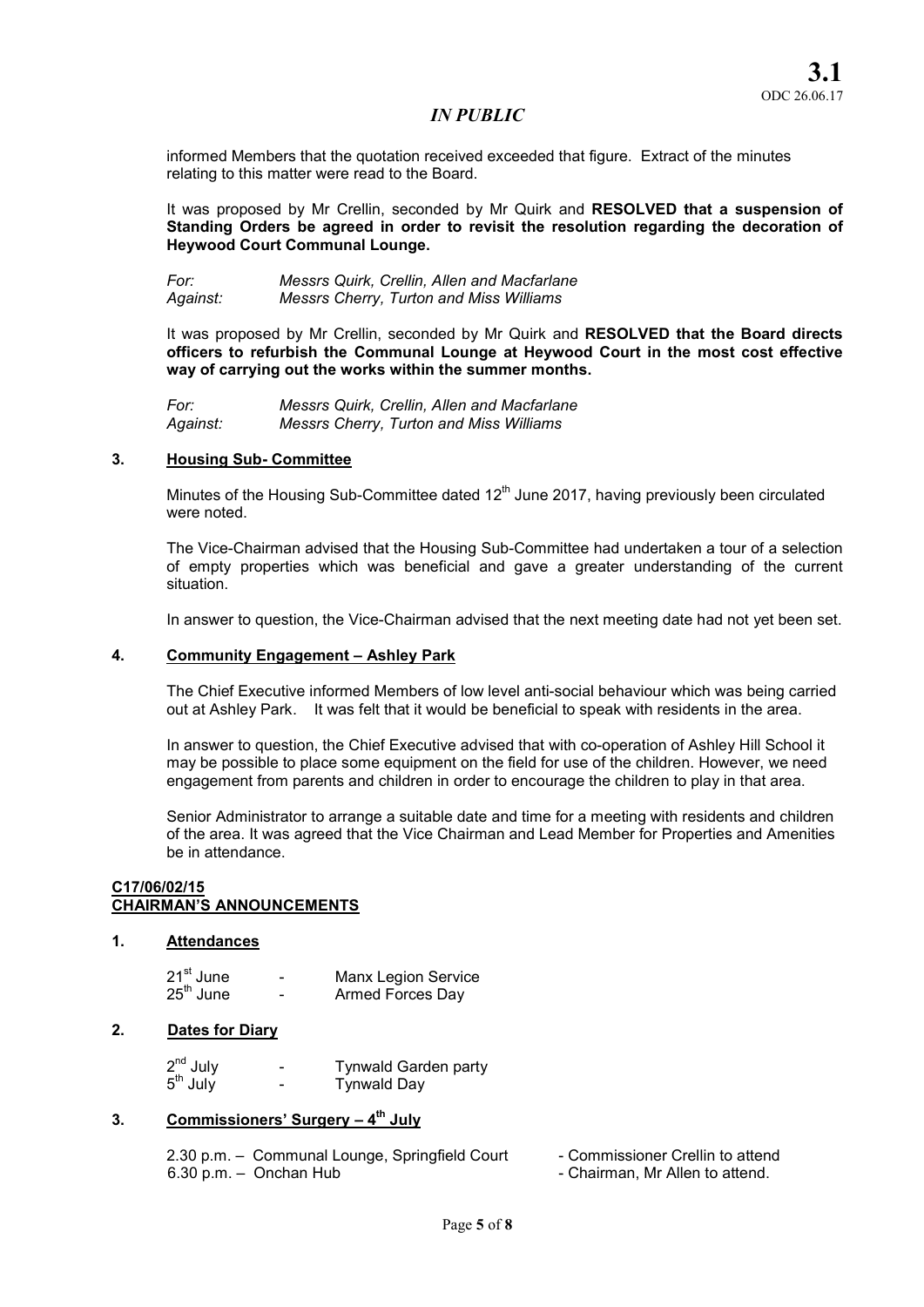informed Members that the quotation received exceeded that figure. Extract of the minutes relating to this matter were read to the Board.

It was proposed by Mr Crellin, seconded by Mr Quirk and **RESOLVED that a suspension of Standing Orders be agreed in order to revisit the resolution regarding the decoration of Heywood Court Communal Lounge.**

*For:* *Messrs Quirk, Crellin, Allen and Macfarlane*
*Against:* *Messrs Cherry, Turton and Miss Williams*

It was proposed by Mr Crellin, seconded by Mr Quirk and **RESOLVED that the Board directs officers to refurbish the Communal Lounge at Heywood Court in the most cost effective way of carrying out the works within the summer months.**

*For:* *Messrs Quirk, Crellin, Allen and Macfarlane*
*Against:* *Messrs Cherry, Turton and Miss Williams*

### 3. Housing Sub- Committee

Minutes of the Housing Sub-Committee dated 12th June 2017, having previously been circulated were noted.

The Vice-Chairman advised that the Housing Sub-Committee had undertaken a tour of a selection of empty properties which was beneficial and gave a greater understanding of the current situation.

In answer to question, the Vice-Chairman advised that the next meeting date had not yet been set.

### 4. Community Engagement – Ashley Park

The Chief Executive informed Members of low level anti-social behaviour which was being carried out at Ashley Park. It was felt that it would be beneficial to speak with residents in the area.

In answer to question, the Chief Executive advised that with co-operation of Ashley Hill School it may be possible to place some equipment on the field for use of the children. However, we need engagement from parents and children in order to encourage the children to play in that area.

Senior Administrator to arrange a suitable date and time for a meeting with residents and children of the area. It was agreed that the Vice Chairman and Lead Member for Properties and Amenities be in attendance.

## C17/06/02/15
## CHAIRMAN'S ANNOUNCEMENTS

### 1. Attendances

21st June - Manx Legion Service
25th June - Armed Forces Day

### 2. Dates for Diary

2nd July - Tynwald Garden party
5th July - Tynwald Day

### 3. Commissioners' Surgery – 4th July

2.30 p.m. – Communal Lounge, Springfield Court - Commissioner Crellin to attend
6.30 p.m. – Onchan Hub - Chairman, Mr Allen to attend.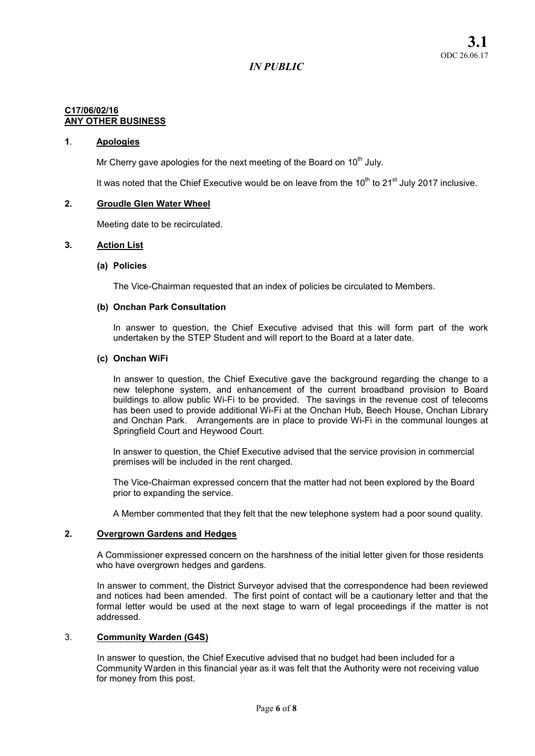**3.1**
ODC 26.06.17

*IN PUBLIC*

**C17/06/02/16**
**ANY OTHER BUSINESS**

**1**. **Apologies**

Mr Cherry gave apologies for the next meeting of the Board on 10th July.

It was noted that the Chief Executive would be on leave from the 10th to 21st July 2017 inclusive.

**2. Groudle Glen Water Wheel**

Meeting date to be recirculated.

**3. Action List**

**(a) Policies**

The Vice-Chairman requested that an index of policies be circulated to Members.

**(b) Onchan Park Consultation**

In answer to question, the Chief Executive advised that this will form part of the work undertaken by the STEP Student and will report to the Board at a later date.

**(c) Onchan WiFi**

In answer to question, the Chief Executive gave the background regarding the change to a new telephone system, and enhancement of the current broadband provision to Board buildings to allow public Wi-Fi to be provided. The savings in the revenue cost of telecoms has been used to provide additional Wi-Fi at the Onchan Hub, Beech House, Onchan Library and Onchan Park. Arrangements are in place to provide Wi-Fi in the communal lounges at Springfield Court and Heywood Court.

In answer to question, the Chief Executive advised that the service provision in commercial premises will be included in the rent charged.

The Vice-Chairman expressed concern that the matter had not been explored by the Board prior to expanding the service.

A Member commented that they felt that the new telephone system had a poor sound quality.

**2. Overgrown Gardens and Hedges**

A Commissioner expressed concern on the harshness of the initial letter given for those residents who have overgrown hedges and gardens.

In answer to comment, the District Surveyor advised that the correspondence had been reviewed and notices had been amended. The first point of contact will be a cautionary letter and that the formal letter would be used at the next stage to warn of legal proceedings if the matter is not addressed.

3. **Community Warden (G4S)**

In answer to question, the Chief Executive advised that no budget had been included for a Community Warden in this financial year as it was felt that the Authority were not receiving value for money from this post.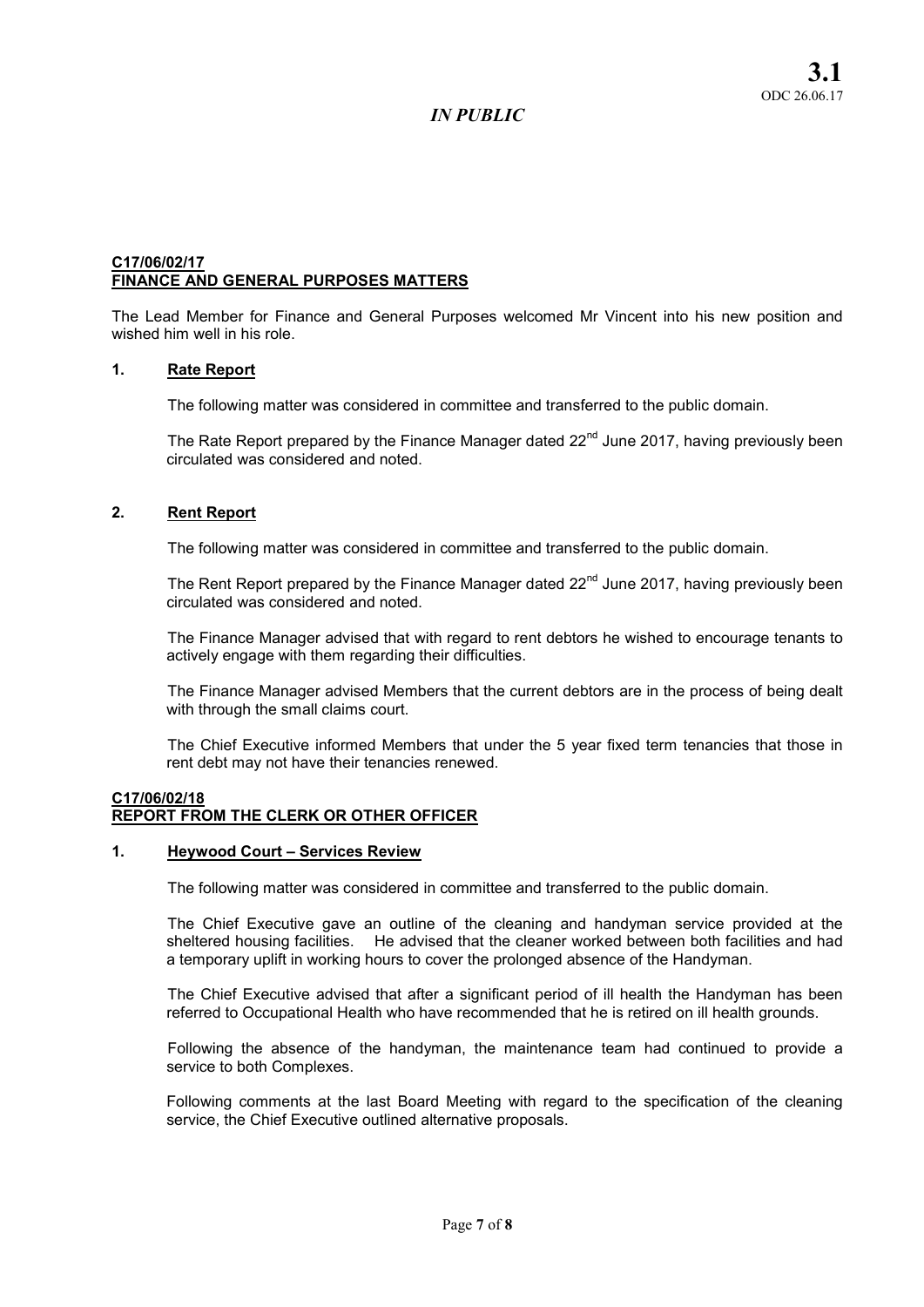**3.1**
ODC 26.06.17

*IN PUBLIC*

**C17/06/02/17**
**FINANCE AND GENERAL PURPOSES MATTERS**

The Lead Member for Finance and General Purposes welcomed Mr Vincent into his new position and wished him well in his role.

**1. Rate Report**

The following matter was considered in committee and transferred to the public domain.

The Rate Report prepared by the Finance Manager dated 22nd June 2017, having previously been circulated was considered and noted.

**2. Rent Report**

The following matter was considered in committee and transferred to the public domain.

The Rent Report prepared by the Finance Manager dated 22nd June 2017, having previously been circulated was considered and noted.

The Finance Manager advised that with regard to rent debtors he wished to encourage tenants to actively engage with them regarding their difficulties.

The Finance Manager advised Members that the current debtors are in the process of being dealt with through the small claims court.

The Chief Executive informed Members that under the 5 year fixed term tenancies that those in rent debt may not have their tenancies renewed.

**C17/06/02/18**
**REPORT FROM THE CLERK OR OTHER OFFICER**

**1. Heywood Court – Services Review**

The following matter was considered in committee and transferred to the public domain.

The Chief Executive gave an outline of the cleaning and handyman service provided at the sheltered housing facilities. He advised that the cleaner worked between both facilities and had a temporary uplift in working hours to cover the prolonged absence of the Handyman.

The Chief Executive advised that after a significant period of ill health the Handyman has been referred to Occupational Health who have recommended that he is retired on ill health grounds.

Following the absence of the handyman, the maintenance team had continued to provide a service to both Complexes.

Following comments at the last Board Meeting with regard to the specification of the cleaning service, the Chief Executive outlined alternative proposals.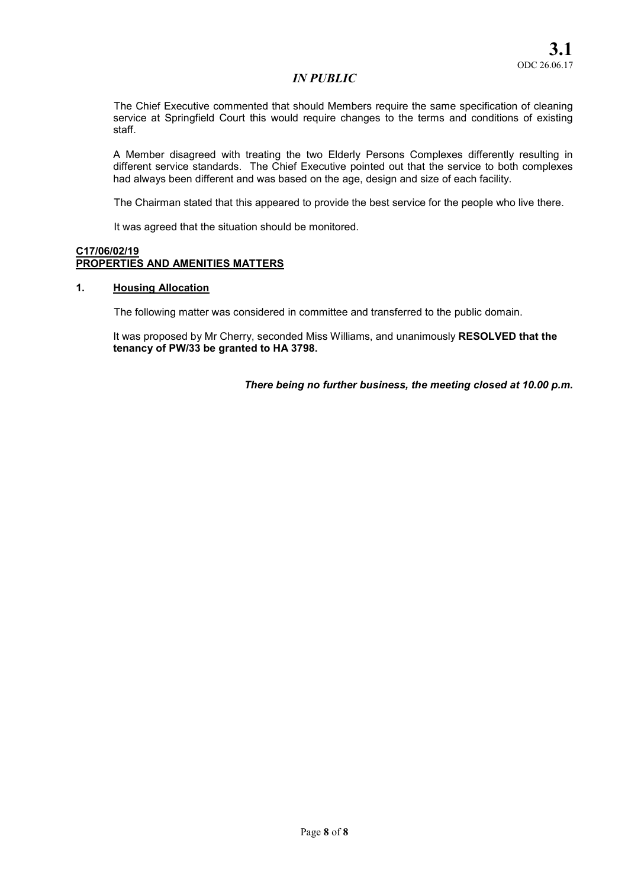The Chief Executive commented that should Members require the same specification of cleaning service at Springfield Court this would require changes to the terms and conditions of existing staff.

A Member disagreed with treating the two Elderly Persons Complexes differently resulting in different service standards. The Chief Executive pointed out that the service to both complexes had always been different and was based on the age, design and size of each facility.

The Chairman stated that this appeared to provide the best service for the people who live there.

It was agreed that the situation should be monitored.

## C17/06/02/19
## PROPERTIES AND AMENITIES MATTERS

### 1. Housing Allocation

The following matter was considered in committee and transferred to the public domain.

It was proposed by Mr Cherry, seconded Miss Williams, and unanimously **RESOLVED that the tenancy of PW/33 be granted to HA 3798.**

***There being no further business, the meeting closed at 10.00 p.m.***